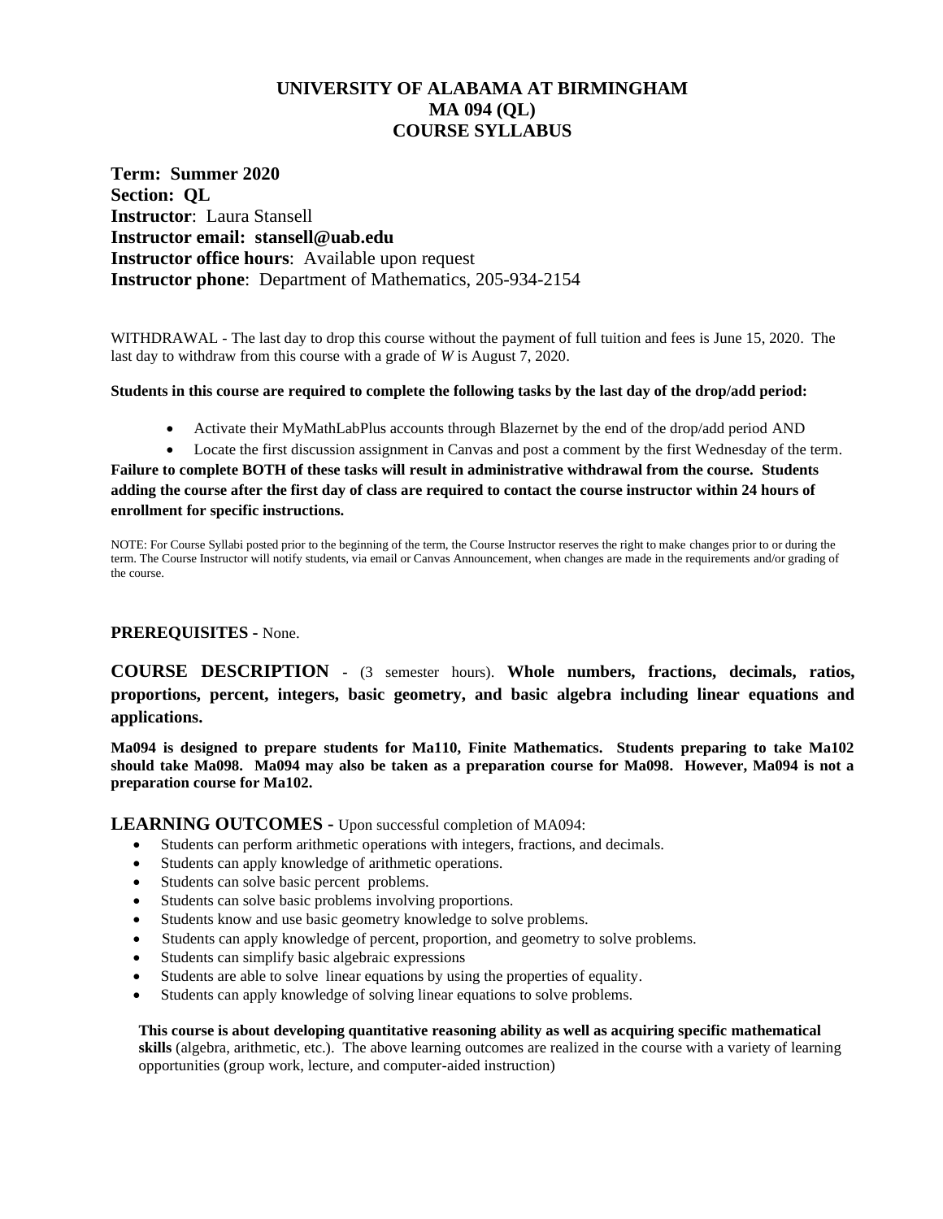# UNIVERSITY OF ALABAMA AT BIRMINGHAM
# MA 094 (QL)
# COURSE SYLLABUS

**Term: Summer 2020**
**Section: QL**
**Instructor**: Laura Stansell
**Instructor email: stansell@uab.edu**
**Instructor office hours**: Available upon request
**Instructor phone**: Department of Mathematics, 205-934-2154

WITHDRAWAL - The last day to drop this course without the payment of full tuition and fees is June 15, 2020. The last day to withdraw from this course with a grade of *W* is August 7, 2020.

**Students in this course are required to complete the following tasks by the last day of the drop/add period:**

- Activate their MyMathLabPlus accounts through Blazernet by the end of the drop/add period AND
- Locate the first discussion assignment in Canvas and post a comment by the first Wednesday of the term.

**Failure to complete BOTH of these tasks will result in administrative withdrawal from the course. Students adding the course after the first day of class are required to contact the course instructor within 24 hours of enrollment for specific instructions.**

NOTE: For Course Syllabi posted prior to the beginning of the term, the Course Instructor reserves the right to make changes prior to or during the term. The Course Instructor will notify students, via email or Canvas Announcement, when changes are made in the requirements and/or grading of the course.

**PREREQUISITES -** None.

**COURSE DESCRIPTION** - (3 semester hours). **Whole numbers, fractions, decimals, ratios, proportions, percent, integers, basic geometry, and basic algebra including linear equations and applications.**

**Ma094 is designed to prepare students for Ma110, Finite Mathematics. Students preparing to take Ma102 should take Ma098. Ma094 may also be taken as a preparation course for Ma098. However, Ma094 is not a preparation course for Ma102.**

**LEARNING OUTCOMES -** Upon successful completion of MA094:

- Students can perform arithmetic operations with integers, fractions, and decimals.
- Students can apply knowledge of arithmetic operations.
- Students can solve basic percent problems.
- Students can solve basic problems involving proportions.
- Students know and use basic geometry knowledge to solve problems.
- Students can apply knowledge of percent, proportion, and geometry to solve problems.
- Students can simplify basic algebraic expressions
- Students are able to solve linear equations by using the properties of equality.
- Students can apply knowledge of solving linear equations to solve problems.

**This course is about developing quantitative reasoning ability as well as acquiring specific mathematical skills** (algebra, arithmetic, etc.). The above learning outcomes are realized in the course with a variety of learning opportunities (group work, lecture, and computer-aided instruction)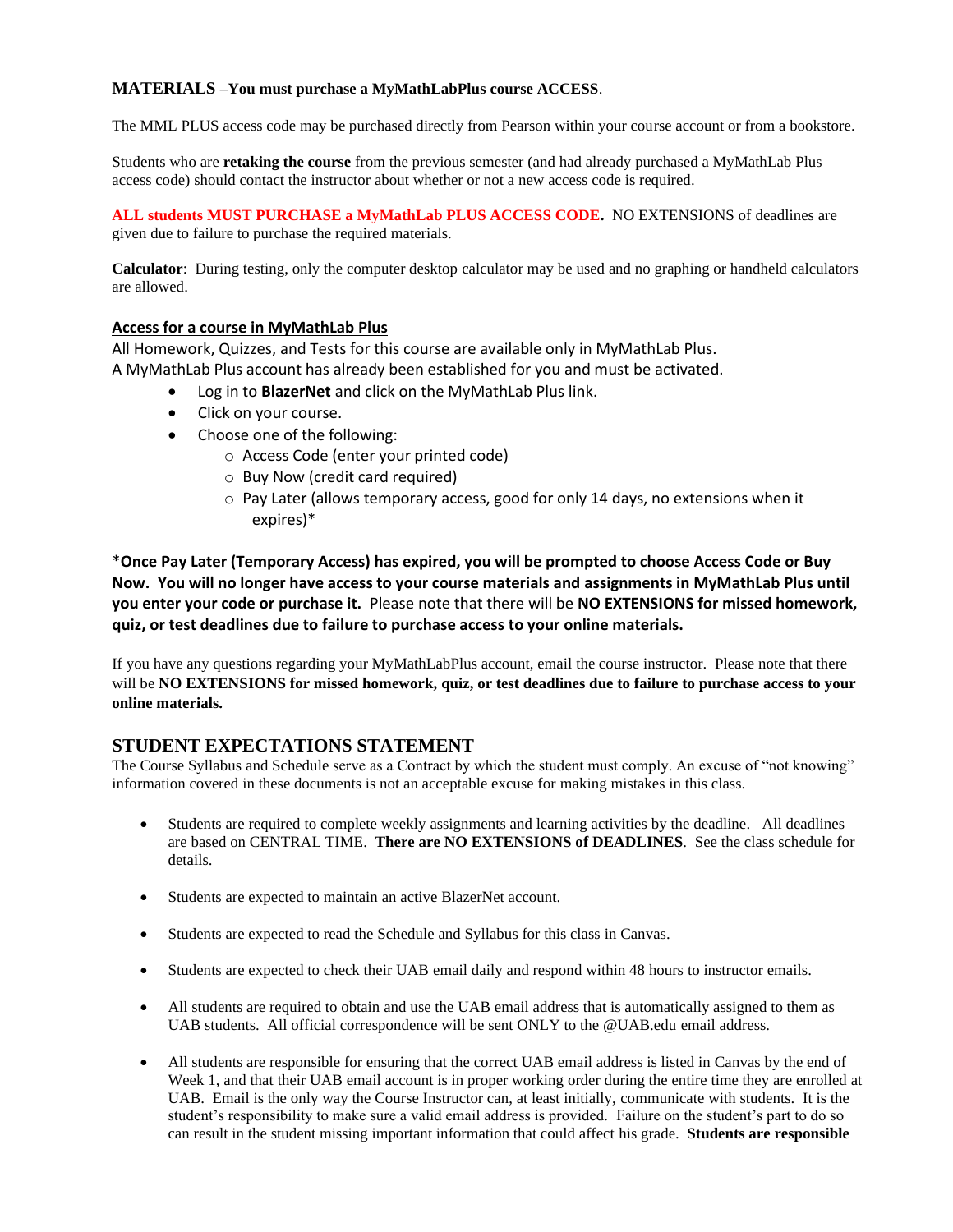## MATERIALS –You must purchase a MyMathLabPlus course ACCESS.

The MML PLUS access code may be purchased directly from Pearson within your course account or from a bookstore.

Students who are **retaking the course** from the previous semester (and had already purchased a MyMathLab Plus access code) should contact the instructor about whether or not a new access code is required.

**ALL students MUST PURCHASE a MyMathLab PLUS ACCESS CODE.** NO EXTENSIONS of deadlines are given due to failure to purchase the required materials.

**Calculator**: During testing, only the computer desktop calculator may be used and no graphing or handheld calculators are allowed.

### Access for a course in MyMathLab Plus

All Homework, Quizzes, and Tests for this course are available only in MyMathLab Plus.
A MyMathLab Plus account has already been established for you and must be activated.

- Log in to **BlazerNet** and click on the MyMathLab Plus link.
- Click on your course.
- Choose one of the following:
  - Access Code (enter your printed code)
  - Buy Now (credit card required)
  - Pay Later (allows temporary access, good for only 14 days, no extensions when it expires)*

***Once Pay Later (Temporary Access) has expired, you will be prompted to choose Access Code or Buy Now. You will no longer have access to your course materials and assignments in MyMathLab Plus until you enter your code or purchase it.** Please note that there will be **NO EXTENSIONS for missed homework, quiz, or test deadlines due to failure to purchase access to your online materials.**

If you have any questions regarding your MyMathLabPlus account, email the course instructor. Please note that there will be **NO EXTENSIONS for missed homework, quiz, or test deadlines due to failure to purchase access to your online materials.**

## STUDENT EXPECTATIONS STATEMENT

The Course Syllabus and Schedule serve as a Contract by which the student must comply. An excuse of "not knowing" information covered in these documents is not an acceptable excuse for making mistakes in this class.

- Students are required to complete weekly assignments and learning activities by the deadline. All deadlines are based on CENTRAL TIME. **There are NO EXTENSIONS of DEADLINES**. See the class schedule for details.
- Students are expected to maintain an active BlazerNet account.
- Students are expected to read the Schedule and Syllabus for this class in Canvas.
- Students are expected to check their UAB email daily and respond within 48 hours to instructor emails.
- All students are required to obtain and use the UAB email address that is automatically assigned to them as UAB students. All official correspondence will be sent ONLY to the @UAB.edu email address.
- All students are responsible for ensuring that the correct UAB email address is listed in Canvas by the end of Week 1, and that their UAB email account is in proper working order during the entire time they are enrolled at UAB. Email is the only way the Course Instructor can, at least initially, communicate with students. It is the student's responsibility to make sure a valid email address is provided. Failure on the student's part to do so can result in the student missing important information that could affect his grade. **Students are responsible**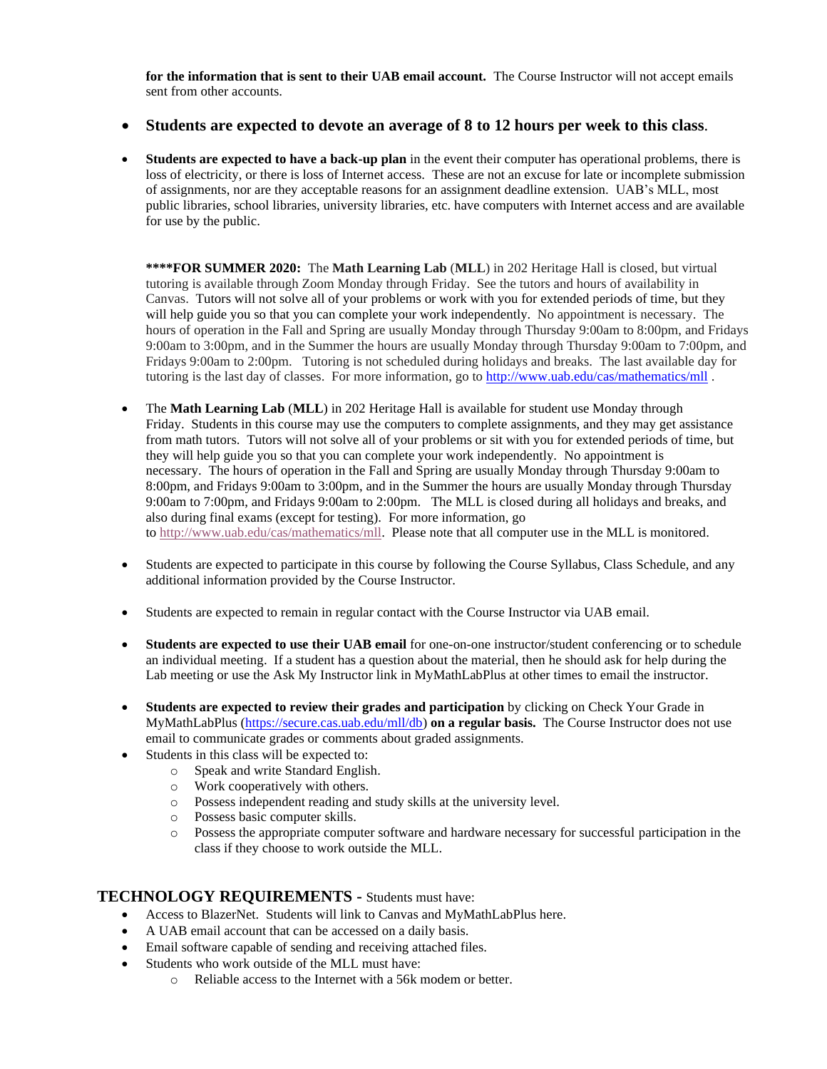**for the information that is sent to their UAB email account.** The Course Instructor will not accept emails sent from other accounts.

- **Students are expected to devote an average of 8 to 12 hours per week to this class**.

- **Students are expected to have a back-up plan** in the event their computer has operational problems, there is loss of electricity, or there is loss of Internet access. These are not an excuse for late or incomplete submission of assignments, nor are they acceptable reasons for an assignment deadline extension. UAB's MLL, most public libraries, school libraries, university libraries, etc. have computers with Internet access and are available for use by the public.

  **\*\*\*\*FOR SUMMER 2020:** The **Math Learning Lab** (**MLL**) in 202 Heritage Hall is closed, but virtual tutoring is available through Zoom Monday through Friday. See the tutors and hours of availability in Canvas. Tutors will not solve all of your problems or work with you for extended periods of time, but they will help guide you so that you can complete your work independently. No appointment is necessary. The hours of operation in the Fall and Spring are usually Monday through Thursday 9:00am to 8:00pm, and Fridays 9:00am to 3:00pm, and in the Summer the hours are usually Monday through Thursday 9:00am to 7:00pm, and Fridays 9:00am to 2:00pm. Tutoring is not scheduled during holidays and breaks. The last available day for tutoring is the last day of classes. For more information, go to http://www.uab.edu/cas/mathematics/mll .

- The **Math Learning Lab** (**MLL**) in 202 Heritage Hall is available for student use Monday through Friday. Students in this course may use the computers to complete assignments, and they may get assistance from math tutors. Tutors will not solve all of your problems or sit with you for extended periods of time, but they will help guide you so that you can complete your work independently. No appointment is necessary. The hours of operation in the Fall and Spring are usually Monday through Thursday 9:00am to 8:00pm, and Fridays 9:00am to 3:00pm, and in the Summer the hours are usually Monday through Thursday 9:00am to 7:00pm, and Fridays 9:00am to 2:00pm. The MLL is closed during all holidays and breaks, and also during final exams (except for testing). For more information, go to http://www.uab.edu/cas/mathematics/mll. Please note that all computer use in the MLL is monitored.

- Students are expected to participate in this course by following the Course Syllabus, Class Schedule, and any additional information provided by the Course Instructor.

- Students are expected to remain in regular contact with the Course Instructor via UAB email.

- **Students are expected to use their UAB email** for one-on-one instructor/student conferencing or to schedule an individual meeting. If a student has a question about the material, then he should ask for help during the Lab meeting or use the Ask My Instructor link in MyMathLabPlus at other times to email the instructor.

- **Students are expected to review their grades and participation** by clicking on Check Your Grade in MyMathLabPlus (https://secure.cas.uab.edu/mll/db) **on a regular basis.** The Course Instructor does not use email to communicate grades or comments about graded assignments.
- Students in this class will be expected to:
  - Speak and write Standard English.
  - Work cooperatively with others.
  - Possess independent reading and study skills at the university level.
  - Possess basic computer skills.
  - Possess the appropriate computer software and hardware necessary for successful participation in the class if they choose to work outside the MLL.

## TECHNOLOGY REQUIREMENTS - Students must have:

- Access to BlazerNet. Students will link to Canvas and MyMathLabPlus here.
- A UAB email account that can be accessed on a daily basis.
- Email software capable of sending and receiving attached files.
- Students who work outside of the MLL must have:
  - Reliable access to the Internet with a 56k modem or better.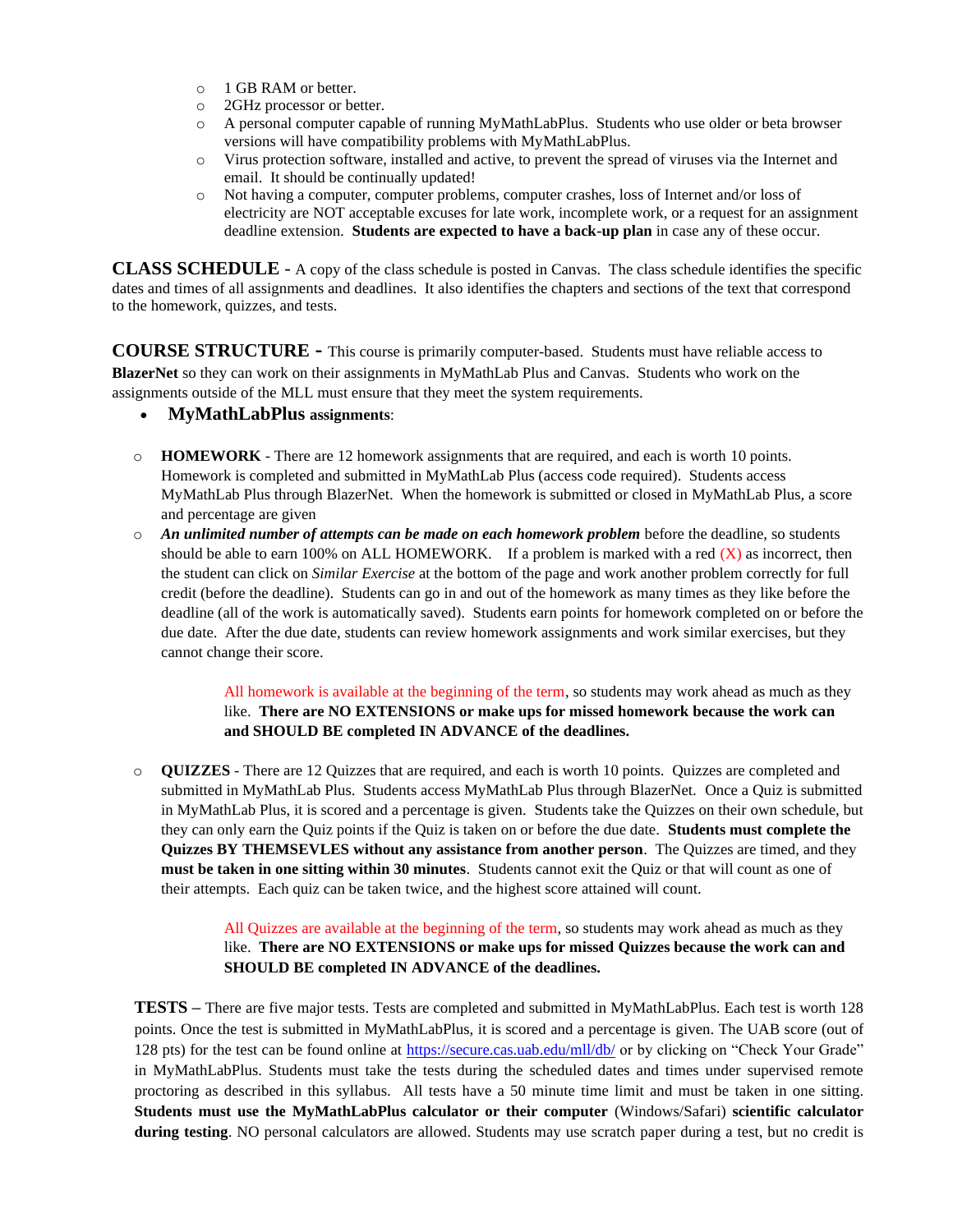- 1 GB RAM or better.
- 2GHz processor or better.
- A personal computer capable of running MyMathLabPlus. Students who use older or beta browser versions will have compatibility problems with MyMathLabPlus.
- Virus protection software, installed and active, to prevent the spread of viruses via the Internet and email. It should be continually updated!
- Not having a computer, computer problems, computer crashes, loss of Internet and/or loss of electricity are NOT acceptable excuses for late work, incomplete work, or a request for an assignment deadline extension. **Students are expected to have a back-up plan** in case any of these occur.

**CLASS SCHEDULE -** A copy of the class schedule is posted in Canvas. The class schedule identifies the specific dates and times of all assignments and deadlines. It also identifies the chapters and sections of the text that correspond to the homework, quizzes, and tests.

**COURSE STRUCTURE -** This course is primarily computer-based. Students must have reliable access to **BlazerNet** so they can work on their assignments in MyMathLab Plus and Canvas. Students who work on the assignments outside of the MLL must ensure that they meet the system requirements.

- **MyMathLabPlus assignments**:

  - **HOMEWORK** - There are 12 homework assignments that are required, and each is worth 10 points. Homework is completed and submitted in MyMathLab Plus (access code required). Students access MyMathLab Plus through BlazerNet. When the homework is submitted or closed in MyMathLab Plus, a score and percentage are given
  - ***An unlimited number of attempts can be made on each homework problem*** before the deadline, so students should be able to earn 100% on ALL HOMEWORK. If a problem is marked with a red (X) as incorrect, then the student can click on *Similar Exercise* at the bottom of the page and work another problem correctly for full credit (before the deadline). Students can go in and out of the homework as many times as they like before the deadline (all of the work is automatically saved). Students earn points for homework completed on or before the due date. After the due date, students can review homework assignments and work similar exercises, but they cannot change their score.

    All homework is available at the beginning of the term, so students may work ahead as much as they like. **There are NO EXTENSIONS or make ups for missed homework because the work can and SHOULD BE completed IN ADVANCE of the deadlines.**

  - **QUIZZES** - There are 12 Quizzes that are required, and each is worth 10 points. Quizzes are completed and submitted in MyMathLab Plus. Students access MyMathLab Plus through BlazerNet. Once a Quiz is submitted in MyMathLab Plus, it is scored and a percentage is given. Students take the Quizzes on their own schedule, but they can only earn the Quiz points if the Quiz is taken on or before the due date. **Students must complete the Quizzes BY THEMSEVLES without any assistance from another person**. The Quizzes are timed, and they **must be taken in one sitting within 30 minutes**. Students cannot exit the Quiz or that will count as one of their attempts. Each quiz can be taken twice, and the highest score attained will count.

    All Quizzes are available at the beginning of the term, so students may work ahead as much as they like. **There are NO EXTENSIONS or make ups for missed Quizzes because the work can and SHOULD BE completed IN ADVANCE of the deadlines.**

**TESTS –** There are five major tests. Tests are completed and submitted in MyMathLabPlus. Each test is worth 128 points. Once the test is submitted in MyMathLabPlus, it is scored and a percentage is given. The UAB score (out of 128 pts) for the test can be found online at https://secure.cas.uab.edu/mll/db/ or by clicking on "Check Your Grade" in MyMathLabPlus. Students must take the tests during the scheduled dates and times under supervised remote proctoring as described in this syllabus. All tests have a 50 minute time limit and must be taken in one sitting. **Students must use the MyMathLabPlus calculator or their computer** (Windows/Safari) **scientific calculator during testing**. NO personal calculators are allowed. Students may use scratch paper during a test, but no credit is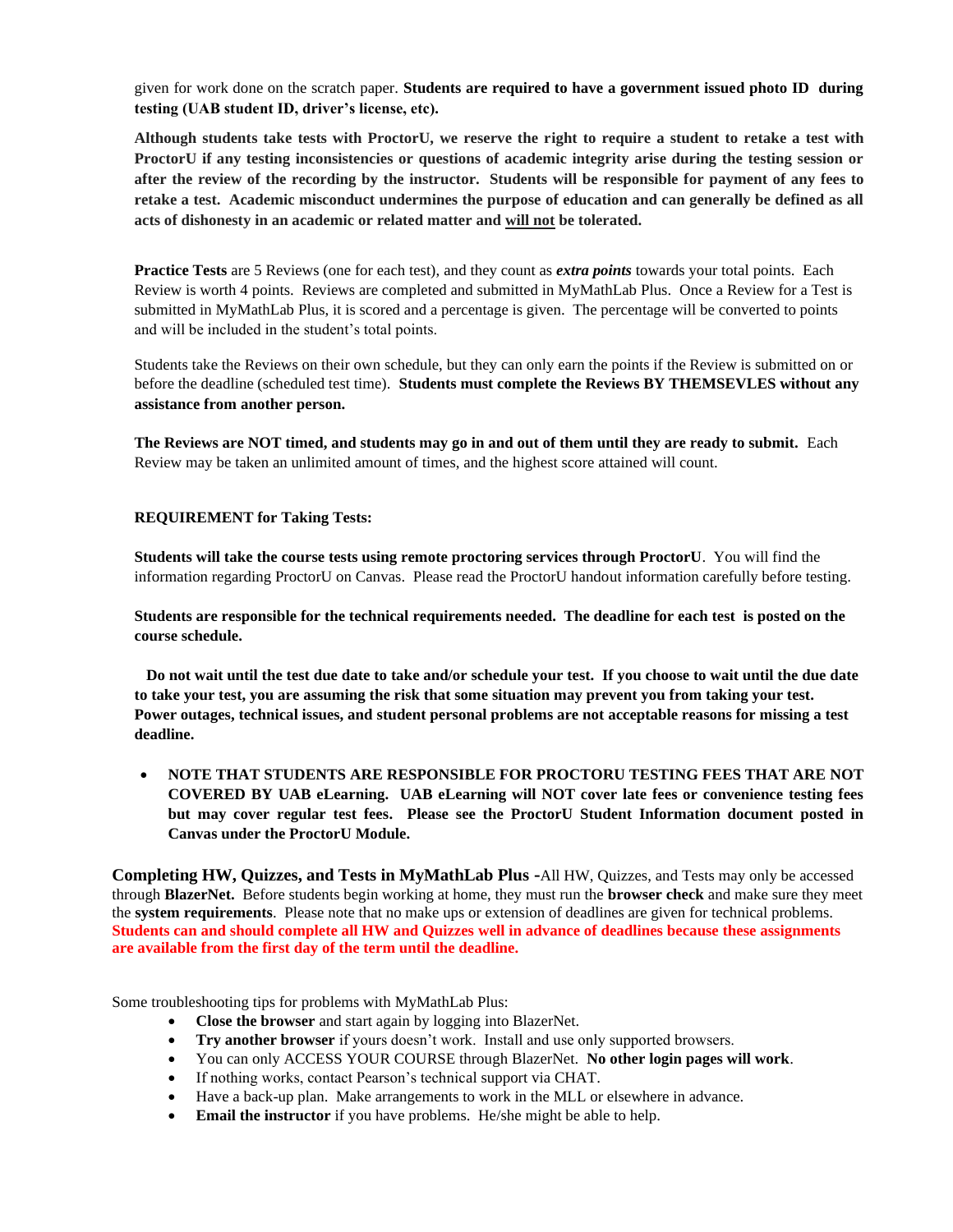given for work done on the scratch paper. **Students are required to have a government issued photo ID during testing (UAB student ID, driver's license, etc).**

**Although students take tests with ProctorU, we reserve the right to require a student to retake a test with ProctorU if any testing inconsistencies or questions of academic integrity arise during the testing session or after the review of the recording by the instructor. Students will be responsible for payment of any fees to retake a test. Academic misconduct undermines the purpose of education and can generally be defined as all acts of dishonesty in an academic or related matter and <u>will not</u> be tolerated.**

**Practice Tests** are 5 Reviews (one for each test), and they count as ***extra points*** towards your total points. Each Review is worth 4 points. Reviews are completed and submitted in MyMathLab Plus. Once a Review for a Test is submitted in MyMathLab Plus, it is scored and a percentage is given. The percentage will be converted to points and will be included in the student's total points.

Students take the Reviews on their own schedule, but they can only earn the points if the Review is submitted on or before the deadline (scheduled test time). **Students must complete the Reviews BY THEMSEVLES without any assistance from another person.**

**The Reviews are NOT timed, and students may go in and out of them until they are ready to submit.** Each Review may be taken an unlimited amount of times, and the highest score attained will count.

**REQUIREMENT for Taking Tests:**

**Students will take the course tests using remote proctoring services through ProctorU**. You will find the information regarding ProctorU on Canvas. Please read the ProctorU handout information carefully before testing.

**Students are responsible for the technical requirements needed. The deadline for each test is posted on the course schedule.**

**Do not wait until the test due date to take and/or schedule your test. If you choose to wait until the due date to take your test, you are assuming the risk that some situation may prevent you from taking your test. Power outages, technical issues, and student personal problems are not acceptable reasons for missing a test deadline.**

- **NOTE THAT STUDENTS ARE RESPONSIBLE FOR PROCTORU TESTING FEES THAT ARE NOT COVERED BY UAB eLearning. UAB eLearning will NOT cover late fees or convenience testing fees but may cover regular test fees. Please see the ProctorU Student Information document posted in Canvas under the ProctorU Module.**

**Completing HW, Quizzes, and Tests in MyMathLab Plus -** All HW, Quizzes, and Tests may only be accessed through **BlazerNet.** Before students begin working at home, they must run the **browser check** and make sure they meet the **system requirements**. Please note that no make ups or extension of deadlines are given for technical problems. **Students can and should complete all HW and Quizzes well in advance of deadlines because these assignments are available from the first day of the term until the deadline.**

Some troubleshooting tips for problems with MyMathLab Plus:

- **Close the browser** and start again by logging into BlazerNet.
- **Try another browser** if yours doesn't work. Install and use only supported browsers.
- You can only ACCESS YOUR COURSE through BlazerNet. **No other login pages will work**.
- If nothing works, contact Pearson's technical support via CHAT.
- Have a back-up plan. Make arrangements to work in the MLL or elsewhere in advance.
- **Email the instructor** if you have problems. He/she might be able to help.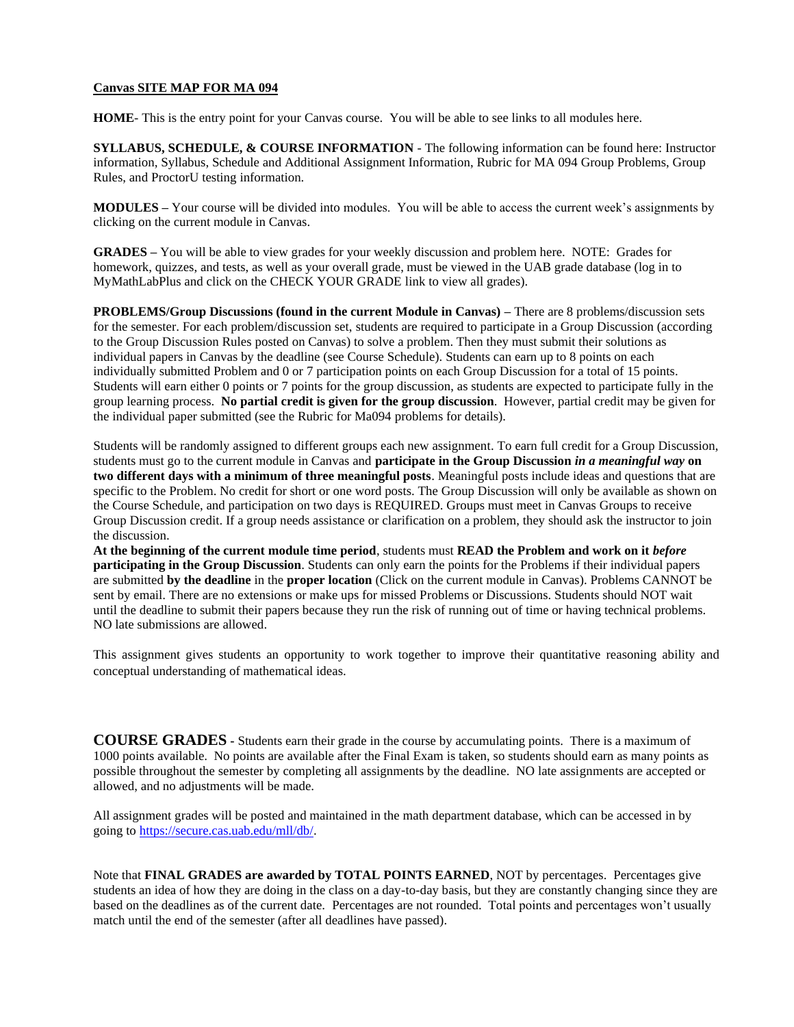**Canvas SITE MAP FOR MA 094**

**HOME**- This is the entry point for your Canvas course. You will be able to see links to all modules here.

**SYLLABUS, SCHEDULE, & COURSE INFORMATION** - The following information can be found here: Instructor information, Syllabus, Schedule and Additional Assignment Information, Rubric for MA 094 Group Problems, Group Rules, and ProctorU testing information.

**MODULES –** Your course will be divided into modules. You will be able to access the current week's assignments by clicking on the current module in Canvas.

**GRADES –** You will be able to view grades for your weekly discussion and problem here. NOTE: Grades for homework, quizzes, and tests, as well as your overall grade, must be viewed in the UAB grade database (log in to MyMathLabPlus and click on the CHECK YOUR GRADE link to view all grades).

**PROBLEMS/Group Discussions (found in the current Module in Canvas) –** There are 8 problems/discussion sets for the semester. For each problem/discussion set, students are required to participate in a Group Discussion (according to the Group Discussion Rules posted on Canvas) to solve a problem. Then they must submit their solutions as individual papers in Canvas by the deadline (see Course Schedule). Students can earn up to 8 points on each individually submitted Problem and 0 or 7 participation points on each Group Discussion for a total of 15 points. Students will earn either 0 points or 7 points for the group discussion, as students are expected to participate fully in the group learning process. **No partial credit is given for the group discussion**. However, partial credit may be given for the individual paper submitted (see the Rubric for Ma094 problems for details).

Students will be randomly assigned to different groups each new assignment. To earn full credit for a Group Discussion, students must go to the current module in Canvas and **participate in the Group Discussion *in a meaningful way* on two different days with a minimum of three meaningful posts**. Meaningful posts include ideas and questions that are specific to the Problem. No credit for short or one word posts. The Group Discussion will only be available as shown on the Course Schedule, and participation on two days is REQUIRED. Groups must meet in Canvas Groups to receive Group Discussion credit. If a group needs assistance or clarification on a problem, they should ask the instructor to join the discussion.
**At the beginning of the current module time period**, students must **READ the Problem and work on it *before* participating in the Group Discussion**. Students can only earn the points for the Problems if their individual papers are submitted **by the deadline** in the **proper location** (Click on the current module in Canvas). Problems CANNOT be sent by email. There are no extensions or make ups for missed Problems or Discussions. Students should NOT wait until the deadline to submit their papers because they run the risk of running out of time or having technical problems. NO late submissions are allowed.

This assignment gives students an opportunity to work together to improve their quantitative reasoning ability and conceptual understanding of mathematical ideas.

**COURSE GRADES** - Students earn their grade in the course by accumulating points. There is a maximum of 1000 points available. No points are available after the Final Exam is taken, so students should earn as many points as possible throughout the semester by completing all assignments by the deadline. NO late assignments are accepted or allowed, and no adjustments will be made.

All assignment grades will be posted and maintained in the math department database, which can be accessed in by going to [https://secure.cas.uab.edu/mll/db/](https://secure.cas.uab.edu/mll/db/).

Note that **FINAL GRADES are awarded by TOTAL POINTS EARNED**, NOT by percentages. Percentages give students an idea of how they are doing in the class on a day-to-day basis, but they are constantly changing since they are based on the deadlines as of the current date. Percentages are not rounded. Total points and percentages won't usually match until the end of the semester (after all deadlines have passed).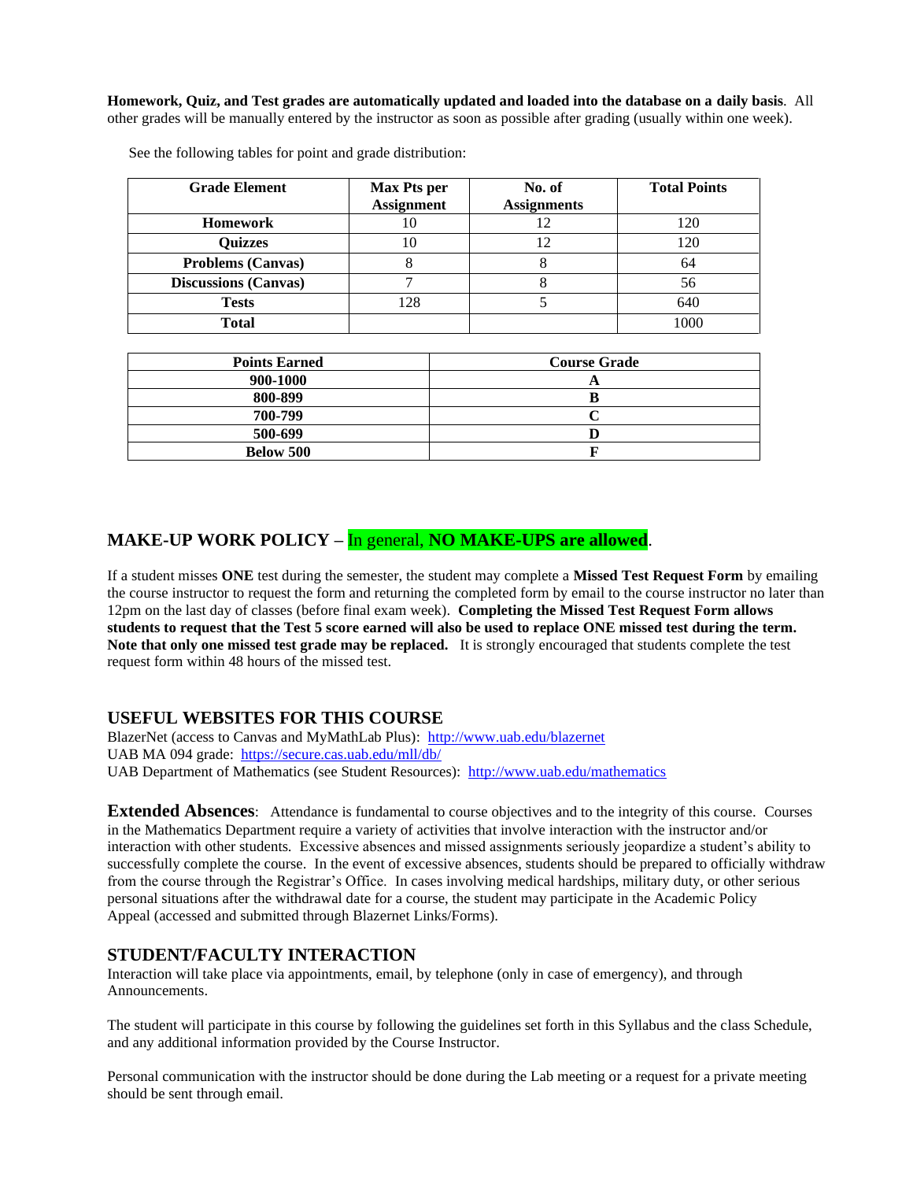**Homework, Quiz, and Test grades are automatically updated and loaded into the database on a daily basis**. All other grades will be manually entered by the instructor as soon as possible after grading (usually within one week).

See the following tables for point and grade distribution:

| Grade Element | Max Pts per Assignment | No. of Assignments | Total Points |
|---|---|---|---|
| **Homework** | 10 | 12 | 120 |
| **Quizzes** | 10 | 12 | 120 |
| **Problems (Canvas)** | 8 | 8 | 64 |
| **Discussions (Canvas)** | 7 | 8 | 56 |
| **Tests** | 128 | 5 | 640 |
| **Total** | | | 1000 |

| Points Earned | Course Grade |
|---|---|
| **900-1000** | **A** |
| **800-899** | **B** |
| **700-799** | **C** |
| **500-699** | **D** |
| **Below 500** | **F** |

## MAKE-UP WORK POLICY – In general, **NO MAKE-UPS are allowed**.

If a student misses **ONE** test during the semester, the student may complete a **Missed Test Request Form** by emailing the course instructor to request the form and returning the completed form by email to the course instructor no later than 12pm on the last day of classes (before final exam week). **Completing the Missed Test Request Form allows students to request that the Test 5 score earned will also be used to replace ONE missed test during the term. Note that only one missed test grade may be replaced.** It is strongly encouraged that students complete the test request form within 48 hours of the missed test.

## USEFUL WEBSITES FOR THIS COURSE

BlazerNet (access to Canvas and MyMathLab Plus): http://www.uab.edu/blazernet
UAB MA 094 grade: https://secure.cas.uab.edu/mll/db/
UAB Department of Mathematics (see Student Resources): http://www.uab.edu/mathematics

**Extended Absences**: Attendance is fundamental to course objectives and to the integrity of this course. Courses in the Mathematics Department require a variety of activities that involve interaction with the instructor and/or interaction with other students. Excessive absences and missed assignments seriously jeopardize a student's ability to successfully complete the course. In the event of excessive absences, students should be prepared to officially withdraw from the course through the Registrar's Office. In cases involving medical hardships, military duty, or other serious personal situations after the withdrawal date for a course, the student may participate in the Academic Policy Appeal (accessed and submitted through Blazernet Links/Forms).

## STUDENT/FACULTY INTERACTION

Interaction will take place via appointments, email, by telephone (only in case of emergency), and through Announcements.

The student will participate in this course by following the guidelines set forth in this Syllabus and the class Schedule, and any additional information provided by the Course Instructor.

Personal communication with the instructor should be done during the Lab meeting or a request for a private meeting should be sent through email.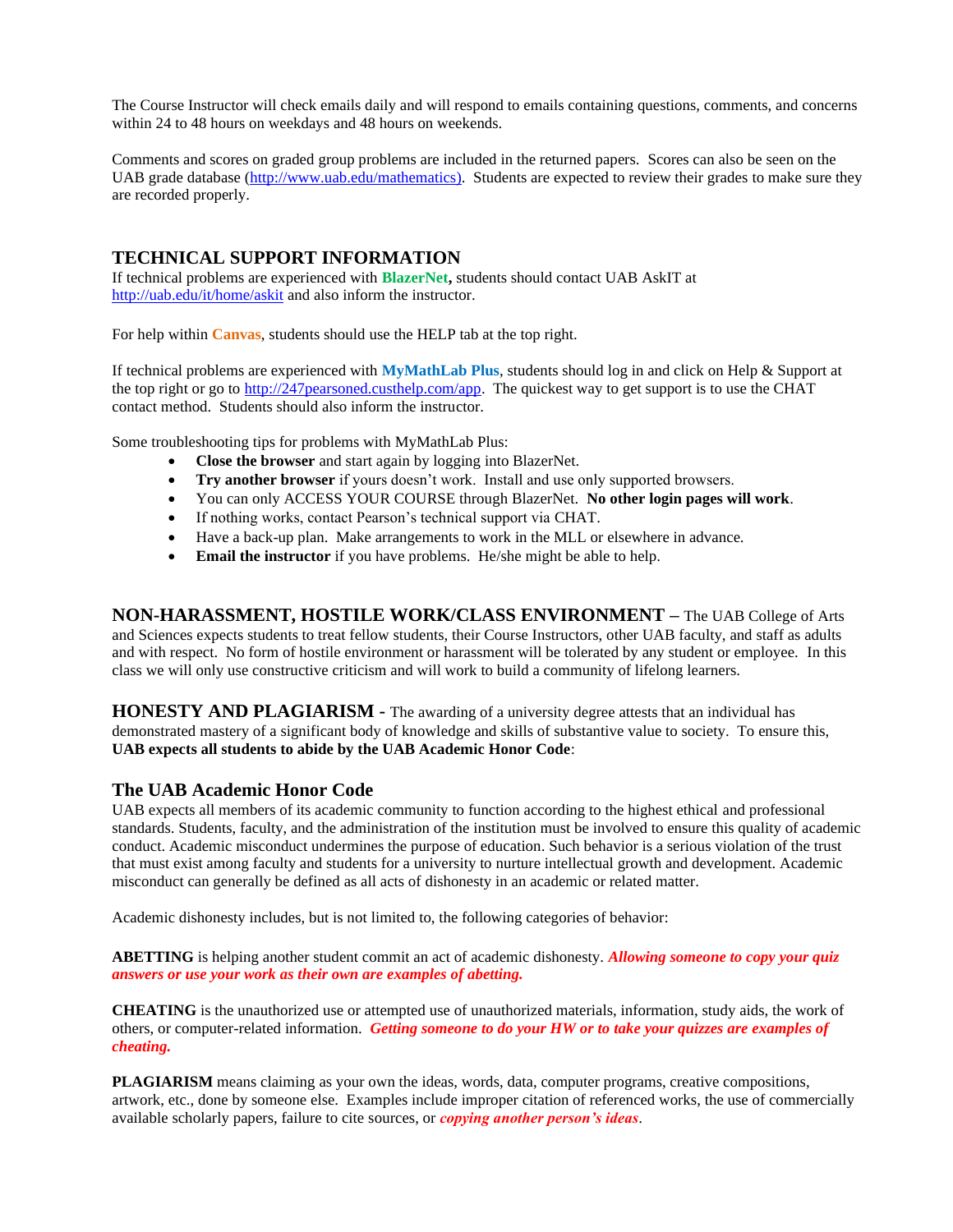The Course Instructor will check emails daily and will respond to emails containing questions, comments, and concerns within 24 to 48 hours on weekdays and 48 hours on weekends.

Comments and scores on graded group problems are included in the returned papers. Scores can also be seen on the UAB grade database (http://www.uab.edu/mathematics). Students are expected to review their grades to make sure they are recorded properly.

## TECHNICAL SUPPORT INFORMATION

If technical problems are experienced with **BlazerNet,** students should contact UAB AskIT at http://uab.edu/it/home/askit and also inform the instructor.

For help within **Canvas**, students should use the HELP tab at the top right.

If technical problems are experienced with **MyMathLab Plus**, students should log in and click on Help & Support at the top right or go to http://247pearsoned.custhelp.com/app. The quickest way to get support is to use the CHAT contact method. Students should also inform the instructor.

Some troubleshooting tips for problems with MyMathLab Plus:

- **Close the browser** and start again by logging into BlazerNet.
- **Try another browser** if yours doesn't work. Install and use only supported browsers.
- You can only ACCESS YOUR COURSE through BlazerNet. **No other login pages will work**.
- If nothing works, contact Pearson's technical support via CHAT.
- Have a back-up plan. Make arrangements to work in the MLL or elsewhere in advance.
- **Email the instructor** if you have problems. He/she might be able to help.

**NON-HARASSMENT, HOSTILE WORK/CLASS ENVIRONMENT** – The UAB College of Arts and Sciences expects students to treat fellow students, their Course Instructors, other UAB faculty, and staff as adults and with respect. No form of hostile environment or harassment will be tolerated by any student or employee. In this class we will only use constructive criticism and will work to build a community of lifelong learners.

**HONESTY AND PLAGIARISM** - The awarding of a university degree attests that an individual has demonstrated mastery of a significant body of knowledge and skills of substantive value to society. To ensure this, **UAB expects all students to abide by the UAB Academic Honor Code**:

## The UAB Academic Honor Code

UAB expects all members of its academic community to function according to the highest ethical and professional standards. Students, faculty, and the administration of the institution must be involved to ensure this quality of academic conduct. Academic misconduct undermines the purpose of education. Such behavior is a serious violation of the trust that must exist among faculty and students for a university to nurture intellectual growth and development. Academic misconduct can generally be defined as all acts of dishonesty in an academic or related matter.

Academic dishonesty includes, but is not limited to, the following categories of behavior:

**ABETTING** is helping another student commit an act of academic dishonesty. ***Allowing someone to copy your quiz answers or use your work as their own are examples of abetting.***

**CHEATING** is the unauthorized use or attempted use of unauthorized materials, information, study aids, the work of others, or computer-related information. ***Getting someone to do your HW or to take your quizzes are examples of cheating.***

**PLAGIARISM** means claiming as your own the ideas, words, data, computer programs, creative compositions, artwork, etc., done by someone else. Examples include improper citation of referenced works, the use of commercially available scholarly papers, failure to cite sources, or ***copying another person's ideas***.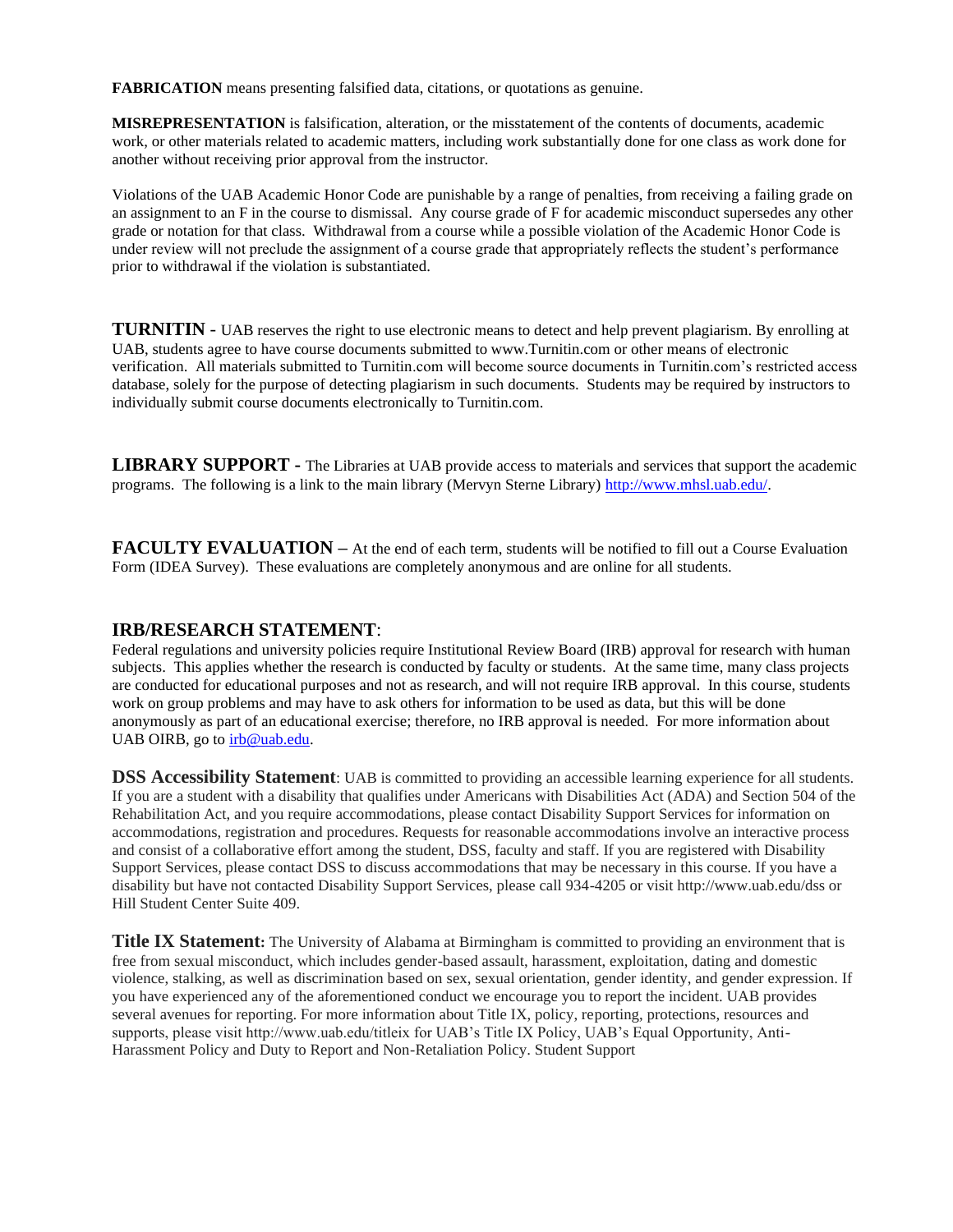**FABRICATION** means presenting falsified data, citations, or quotations as genuine.

**MISREPRESENTATION** is falsification, alteration, or the misstatement of the contents of documents, academic work, or other materials related to academic matters, including work substantially done for one class as work done for another without receiving prior approval from the instructor.

Violations of the UAB Academic Honor Code are punishable by a range of penalties, from receiving a failing grade on an assignment to an F in the course to dismissal. Any course grade of F for academic misconduct supersedes any other grade or notation for that class. Withdrawal from a course while a possible violation of the Academic Honor Code is under review will not preclude the assignment of a course grade that appropriately reflects the student's performance prior to withdrawal if the violation is substantiated.

**TURNITIN -** UAB reserves the right to use electronic means to detect and help prevent plagiarism. By enrolling at UAB, students agree to have course documents submitted to www.Turnitin.com or other means of electronic verification. All materials submitted to Turnitin.com will become source documents in Turnitin.com's restricted access database, solely for the purpose of detecting plagiarism in such documents. Students may be required by instructors to individually submit course documents electronically to Turnitin.com.

**LIBRARY SUPPORT -** The Libraries at UAB provide access to materials and services that support the academic programs. The following is a link to the main library (Mervyn Sterne Library) http://www.mhsl.uab.edu/.

**FACULTY EVALUATION –** At the end of each term, students will be notified to fill out a Course Evaluation Form (IDEA Survey). These evaluations are completely anonymous and are online for all students.

## IRB/RESEARCH STATEMENT:

Federal regulations and university policies require Institutional Review Board (IRB) approval for research with human subjects. This applies whether the research is conducted by faculty or students. At the same time, many class projects are conducted for educational purposes and not as research, and will not require IRB approval. In this course, students work on group problems and may have to ask others for information to be used as data, but this will be done anonymously as part of an educational exercise; therefore, no IRB approval is needed. For more information about UAB OIRB, go to irb@uab.edu.

**DSS Accessibility Statement**: UAB is committed to providing an accessible learning experience for all students. If you are a student with a disability that qualifies under Americans with Disabilities Act (ADA) and Section 504 of the Rehabilitation Act, and you require accommodations, please contact Disability Support Services for information on accommodations, registration and procedures. Requests for reasonable accommodations involve an interactive process and consist of a collaborative effort among the student, DSS, faculty and staff. If you are registered with Disability Support Services, please contact DSS to discuss accommodations that may be necessary in this course. If you have a disability but have not contacted Disability Support Services, please call 934-4205 or visit http://www.uab.edu/dss or Hill Student Center Suite 409.

**Title IX Statement:** The University of Alabama at Birmingham is committed to providing an environment that is free from sexual misconduct, which includes gender-based assault, harassment, exploitation, dating and domestic violence, stalking, as well as discrimination based on sex, sexual orientation, gender identity, and gender expression. If you have experienced any of the aforementioned conduct we encourage you to report the incident. UAB provides several avenues for reporting. For more information about Title IX, policy, reporting, protections, resources and supports, please visit http://www.uab.edu/titleix for UAB's Title IX Policy, UAB's Equal Opportunity, Anti-Harassment Policy and Duty to Report and Non-Retaliation Policy. Student Support